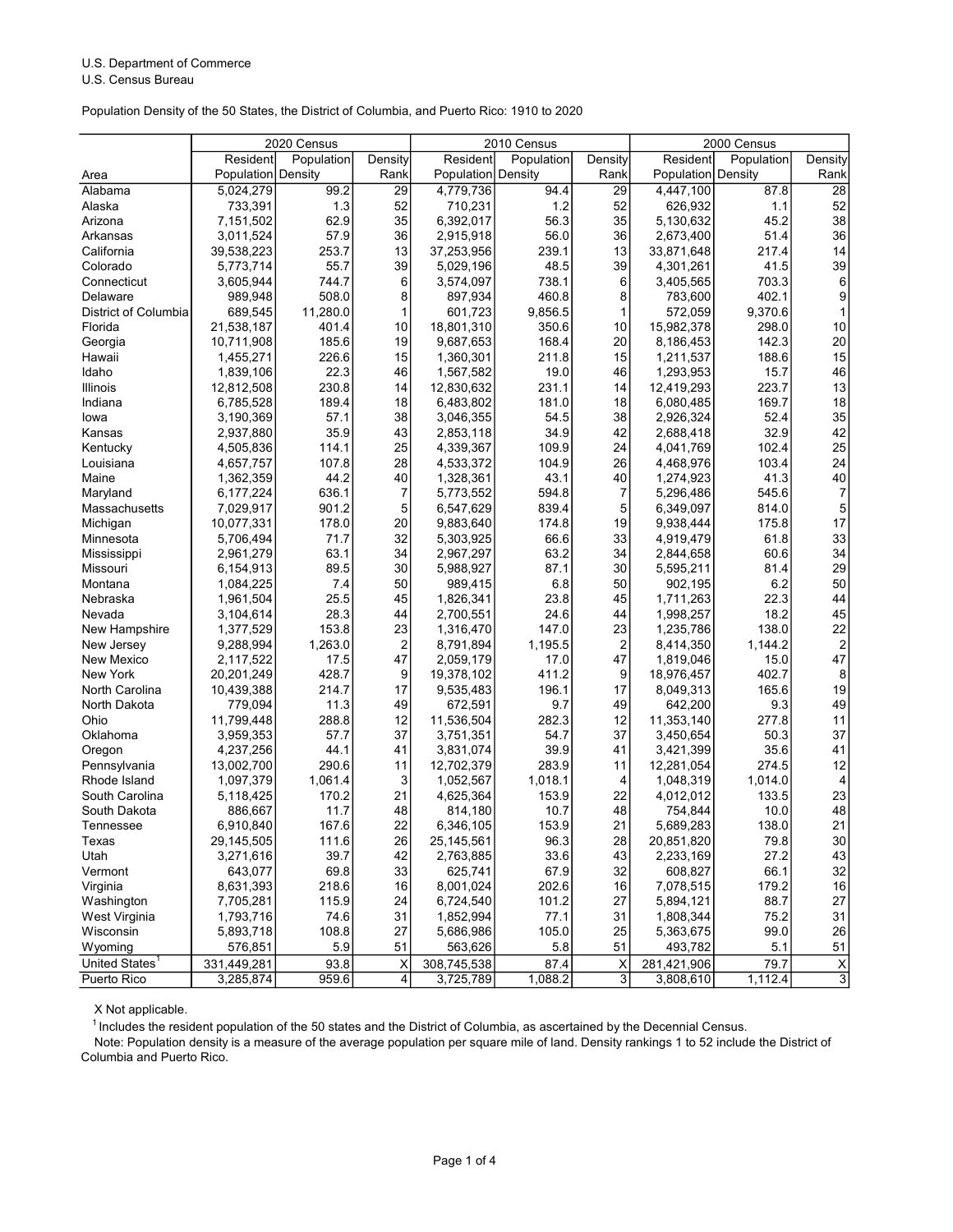U.S. Department of Commerce
U.S. Census Bureau

Population Density of the 50 States, the District of Columbia, and Puerto Rico: 1910 to 2020

| Area | 2020 Census | | | 2010 Census | | | 2000 Census | | |
|---|---|---|---|---|---|---|---|---|---|
| | Resident Population | Population Density | Density Rank | Resident Population | Population Density | Density Rank | Resident Population | Population Density | Density Rank |
| Alabama | 5,024,279 | 99.2 | 29 | 4,779,736 | 94.4 | 29 | 4,447,100 | 87.8 | 28 |
| Alaska | 733,391 | 1.3 | 52 | 710,231 | 1.2 | 52 | 626,932 | 1.1 | 52 |
| Arizona | 7,151,502 | 62.9 | 35 | 6,392,017 | 56.3 | 35 | 5,130,632 | 45.2 | 38 |
| Arkansas | 3,011,524 | 57.9 | 36 | 2,915,918 | 56.0 | 36 | 2,673,400 | 51.4 | 36 |
| California | 39,538,223 | 253.7 | 13 | 37,253,956 | 239.1 | 13 | 33,871,648 | 217.4 | 14 |
| Colorado | 5,773,714 | 55.7 | 39 | 5,029,196 | 48.5 | 39 | 4,301,261 | 41.5 | 39 |
| Connecticut | 3,605,944 | 744.7 | 6 | 3,574,097 | 738.1 | 6 | 3,405,565 | 703.3 | 6 |
| Delaware | 989,948 | 508.0 | 8 | 897,934 | 460.8 | 8 | 783,600 | 402.1 | 9 |
| District of Columbia | 689,545 | 11,280.0 | 1 | 601,723 | 9,856.5 | 1 | 572,059 | 9,370.6 | 1 |
| Florida | 21,538,187 | 401.4 | 10 | 18,801,310 | 350.6 | 10 | 15,982,378 | 298.0 | 10 |
| Georgia | 10,711,908 | 185.6 | 19 | 9,687,653 | 168.4 | 20 | 8,186,453 | 142.3 | 20 |
| Hawaii | 1,455,271 | 226.6 | 15 | 1,360,301 | 211.8 | 15 | 1,211,537 | 188.6 | 15 |
| Idaho | 1,839,106 | 22.3 | 46 | 1,567,582 | 19.0 | 46 | 1,293,953 | 15.7 | 46 |
| Illinois | 12,812,508 | 230.8 | 14 | 12,830,632 | 231.1 | 14 | 12,419,293 | 223.7 | 13 |
| Indiana | 6,785,528 | 189.4 | 18 | 6,483,802 | 181.0 | 18 | 6,080,485 | 169.7 | 18 |
| Iowa | 3,190,369 | 57.1 | 38 | 3,046,355 | 54.5 | 38 | 2,926,324 | 52.4 | 35 |
| Kansas | 2,937,880 | 35.9 | 43 | 2,853,118 | 34.9 | 42 | 2,688,418 | 32.9 | 42 |
| Kentucky | 4,505,836 | 114.1 | 25 | 4,339,367 | 109.9 | 24 | 4,041,769 | 102.4 | 25 |
| Louisiana | 4,657,757 | 107.8 | 28 | 4,533,372 | 104.9 | 26 | 4,468,976 | 103.4 | 24 |
| Maine | 1,362,359 | 44.2 | 40 | 1,328,361 | 43.1 | 40 | 1,274,923 | 41.3 | 40 |
| Maryland | 6,177,224 | 636.1 | 7 | 5,773,552 | 594.8 | 7 | 5,296,486 | 545.6 | 7 |
| Massachusetts | 7,029,917 | 901.2 | 5 | 6,547,629 | 839.4 | 5 | 6,349,097 | 814.0 | 5 |
| Michigan | 10,077,331 | 178.0 | 20 | 9,883,640 | 174.8 | 19 | 9,938,444 | 175.8 | 17 |
| Minnesota | 5,706,494 | 71.7 | 32 | 5,303,925 | 66.6 | 33 | 4,919,479 | 61.8 | 33 |
| Mississippi | 2,961,279 | 63.1 | 34 | 2,967,297 | 63.2 | 34 | 2,844,658 | 60.6 | 34 |
| Missouri | 6,154,913 | 89.5 | 30 | 5,988,927 | 87.1 | 30 | 5,595,211 | 81.4 | 29 |
| Montana | 1,084,225 | 7.4 | 50 | 989,415 | 6.8 | 50 | 902,195 | 6.2 | 50 |
| Nebraska | 1,961,504 | 25.5 | 45 | 1,826,341 | 23.8 | 45 | 1,711,263 | 22.3 | 44 |
| Nevada | 3,104,614 | 28.3 | 44 | 2,700,551 | 24.6 | 44 | 1,998,257 | 18.2 | 45 |
| New Hampshire | 1,377,529 | 153.8 | 23 | 1,316,470 | 147.0 | 23 | 1,235,786 | 138.0 | 22 |
| New Jersey | 9,288,994 | 1,263.0 | 2 | 8,791,894 | 1,195.5 | 2 | 8,414,350 | 1,144.2 | 2 |
| New Mexico | 2,117,522 | 17.5 | 47 | 2,059,179 | 17.0 | 47 | 1,819,046 | 15.0 | 47 |
| New York | 20,201,249 | 428.7 | 9 | 19,378,102 | 411.2 | 9 | 18,976,457 | 402.7 | 8 |
| North Carolina | 10,439,388 | 214.7 | 17 | 9,535,483 | 196.1 | 17 | 8,049,313 | 165.6 | 19 |
| North Dakota | 779,094 | 11.3 | 49 | 672,591 | 9.7 | 49 | 642,200 | 9.3 | 49 |
| Ohio | 11,799,448 | 288.8 | 12 | 11,536,504 | 282.3 | 12 | 11,353,140 | 277.8 | 11 |
| Oklahoma | 3,959,353 | 57.7 | 37 | 3,751,351 | 54.7 | 37 | 3,450,654 | 50.3 | 37 |
| Oregon | 4,237,256 | 44.1 | 41 | 3,831,074 | 39.9 | 41 | 3,421,399 | 35.6 | 41 |
| Pennsylvania | 13,002,700 | 290.6 | 11 | 12,702,379 | 283.9 | 11 | 12,281,054 | 274.5 | 12 |
| Rhode Island | 1,097,379 | 1,061.4 | 3 | 1,052,567 | 1,018.1 | 4 | 1,048,319 | 1,014.0 | 4 |
| South Carolina | 5,118,425 | 170.2 | 21 | 4,625,364 | 153.9 | 22 | 4,012,012 | 133.5 | 23 |
| South Dakota | 886,667 | 11.7 | 48 | 814,180 | 10.7 | 48 | 754,844 | 10.0 | 48 |
| Tennessee | 6,910,840 | 167.6 | 22 | 6,346,105 | 153.9 | 21 | 5,689,283 | 138.0 | 21 |
| Texas | 29,145,505 | 111.6 | 26 | 25,145,561 | 96.3 | 28 | 20,851,820 | 79.8 | 30 |
| Utah | 3,271,616 | 39.7 | 42 | 2,763,885 | 33.6 | 43 | 2,233,169 | 27.2 | 43 |
| Vermont | 643,077 | 69.8 | 33 | 625,741 | 67.9 | 32 | 608,827 | 66.1 | 32 |
| Virginia | 8,631,393 | 218.6 | 16 | 8,001,024 | 202.6 | 16 | 7,078,515 | 179.2 | 16 |
| Washington | 7,705,281 | 115.9 | 24 | 6,724,540 | 101.2 | 27 | 5,894,121 | 88.7 | 27 |
| West Virginia | 1,793,716 | 74.6 | 31 | 1,852,994 | 77.1 | 31 | 1,808,344 | 75.2 | 31 |
| Wisconsin | 5,893,718 | 108.8 | 27 | 5,686,986 | 105.0 | 25 | 5,363,675 | 99.0 | 26 |
| Wyoming | 576,851 | 5.9 | 51 | 563,626 | 5.8 | 51 | 493,782 | 5.1 | 51 |
| United States[1] | 331,449,281 | 93.8 | X | 308,745,538 | 87.4 | X | 281,421,906 | 79.7 | X |
| Puerto Rico | 3,285,874 | 959.6 | 4 | 3,725,789 | 1,088.2 | 3 | 3,808,610 | 1,112.4 | 3 |

X Not applicable.

[1] Includes the resident population of the 50 states and the District of Columbia, as ascertained by the Decennial Census.

Note: Population density is a measure of the average population per square mile of land. Density rankings 1 to 52 include the District of Columbia and Puerto Rico.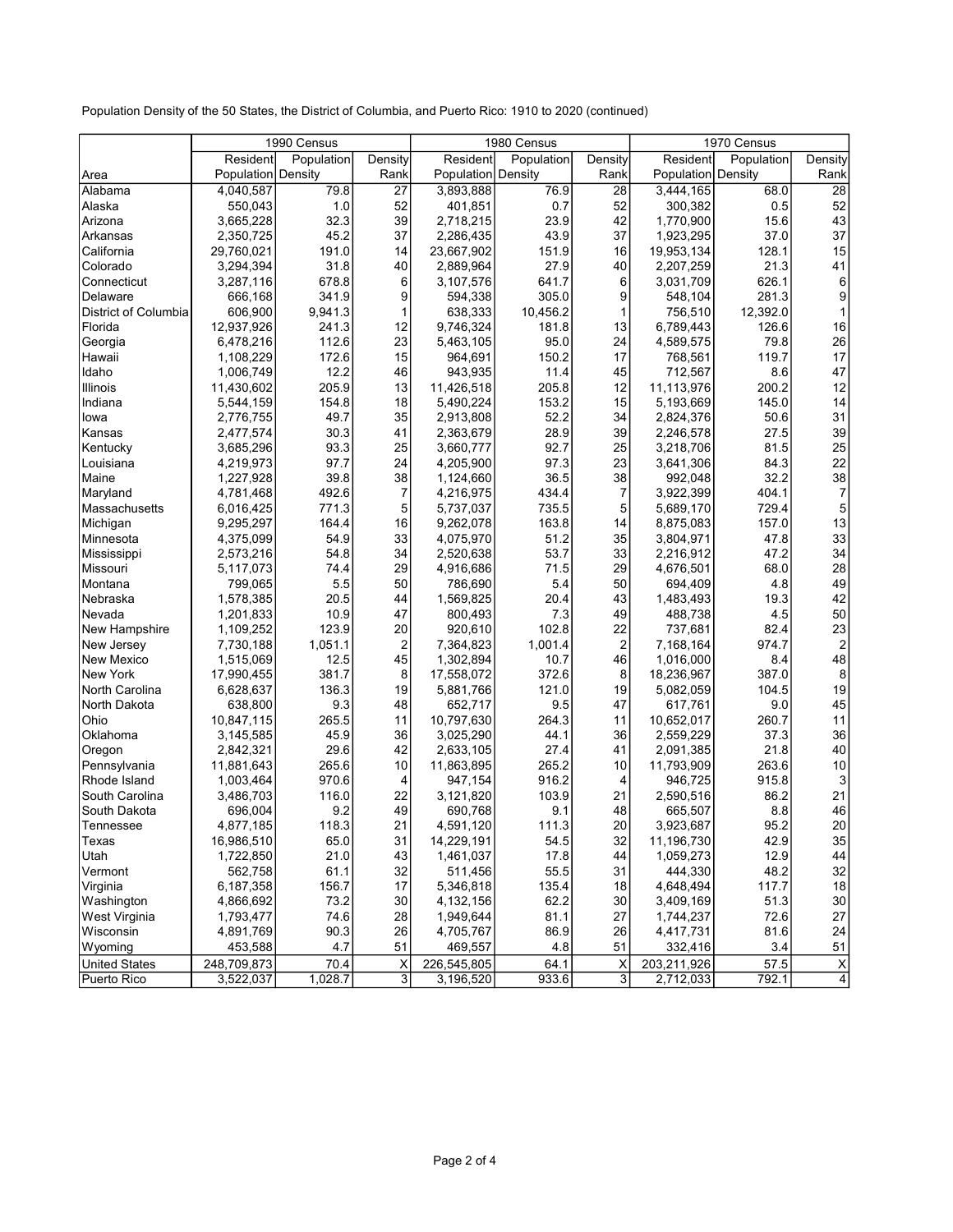Population Density of the 50 States, the District of Columbia, and Puerto Rico: 1910 to 2020 (continued)

| | 1990 Census | | | 1980 Census | | | 1970 Census | | |
|---|---|---|---|---|---|---|---|---|---|
| Area | Resident Population | Population Density | Density Rank | Resident Population | Population Density | Density Rank | Resident Population | Population Density | Density Rank |
| Alabama | 4,040,587 | 79.8 | 27 | 3,893,888 | 76.9 | 28 | 3,444,165 | 68.0 | 28 |
| Alaska | 550,043 | 1.0 | 52 | 401,851 | 0.7 | 52 | 300,382 | 0.5 | 52 |
| Arizona | 3,665,228 | 32.3 | 39 | 2,718,215 | 23.9 | 42 | 1,770,900 | 15.6 | 43 |
| Arkansas | 2,350,725 | 45.2 | 37 | 2,286,435 | 43.9 | 37 | 1,923,295 | 37.0 | 37 |
| California | 29,760,021 | 191.0 | 14 | 23,667,902 | 151.9 | 16 | 19,953,134 | 128.1 | 15 |
| Colorado | 3,294,394 | 31.8 | 40 | 2,889,964 | 27.9 | 40 | 2,207,259 | 21.3 | 41 |
| Connecticut | 3,287,116 | 678.8 | 6 | 3,107,576 | 641.7 | 6 | 3,031,709 | 626.1 | 6 |
| Delaware | 666,168 | 341.9 | 9 | 594,338 | 305.0 | 9 | 548,104 | 281.3 | 9 |
| District of Columbia | 606,900 | 9,941.3 | 1 | 638,333 | 10,456.2 | 1 | 756,510 | 12,392.0 | 1 |
| Florida | 12,937,926 | 241.3 | 12 | 9,746,324 | 181.8 | 13 | 6,789,443 | 126.6 | 16 |
| Georgia | 6,478,216 | 112.6 | 23 | 5,463,105 | 95.0 | 24 | 4,589,575 | 79.8 | 26 |
| Hawaii | 1,108,229 | 172.6 | 15 | 964,691 | 150.2 | 17 | 768,561 | 119.7 | 17 |
| Idaho | 1,006,749 | 12.2 | 46 | 943,935 | 11.4 | 45 | 712,567 | 8.6 | 47 |
| Illinois | 11,430,602 | 205.9 | 13 | 11,426,518 | 205.8 | 12 | 11,113,976 | 200.2 | 12 |
| Indiana | 5,544,159 | 154.8 | 18 | 5,490,224 | 153.2 | 15 | 5,193,669 | 145.0 | 14 |
| Iowa | 2,776,755 | 49.7 | 35 | 2,913,808 | 52.2 | 34 | 2,824,376 | 50.6 | 31 |
| Kansas | 2,477,574 | 30.3 | 41 | 2,363,679 | 28.9 | 39 | 2,246,578 | 27.5 | 39 |
| Kentucky | 3,685,296 | 93.3 | 25 | 3,660,777 | 92.7 | 25 | 3,218,706 | 81.5 | 25 |
| Louisiana | 4,219,973 | 97.7 | 24 | 4,205,900 | 97.3 | 23 | 3,641,306 | 84.3 | 22 |
| Maine | 1,227,928 | 39.8 | 38 | 1,124,660 | 36.5 | 38 | 992,048 | 32.2 | 38 |
| Maryland | 4,781,468 | 492.6 | 7 | 4,216,975 | 434.4 | 7 | 3,922,399 | 404.1 | 7 |
| Massachusetts | 6,016,425 | 771.3 | 5 | 5,737,037 | 735.5 | 5 | 5,689,170 | 729.4 | 5 |
| Michigan | 9,295,297 | 164.4 | 16 | 9,262,078 | 163.8 | 14 | 8,875,083 | 157.0 | 13 |
| Minnesota | 4,375,099 | 54.9 | 33 | 4,075,970 | 51.2 | 35 | 3,804,971 | 47.8 | 33 |
| Mississippi | 2,573,216 | 54.8 | 34 | 2,520,638 | 53.7 | 33 | 2,216,912 | 47.2 | 34 |
| Missouri | 5,117,073 | 74.4 | 29 | 4,916,686 | 71.5 | 29 | 4,676,501 | 68.0 | 28 |
| Montana | 799,065 | 5.5 | 50 | 786,690 | 5.4 | 50 | 694,409 | 4.8 | 49 |
| Nebraska | 1,578,385 | 20.5 | 44 | 1,569,825 | 20.4 | 43 | 1,483,493 | 19.3 | 42 |
| Nevada | 1,201,833 | 10.9 | 47 | 800,493 | 7.3 | 49 | 488,738 | 4.5 | 50 |
| New Hampshire | 1,109,252 | 123.9 | 20 | 920,610 | 102.8 | 22 | 737,681 | 82.4 | 23 |
| New Jersey | 7,730,188 | 1,051.1 | 2 | 7,364,823 | 1,001.4 | 2 | 7,168,164 | 974.7 | 2 |
| New Mexico | 1,515,069 | 12.5 | 45 | 1,302,894 | 10.7 | 46 | 1,016,000 | 8.4 | 48 |
| New York | 17,990,455 | 381.7 | 8 | 17,558,072 | 372.6 | 8 | 18,236,967 | 387.0 | 8 |
| North Carolina | 6,628,637 | 136.3 | 19 | 5,881,766 | 121.0 | 19 | 5,082,059 | 104.5 | 19 |
| North Dakota | 638,800 | 9.3 | 48 | 652,717 | 9.5 | 47 | 617,761 | 9.0 | 45 |
| Ohio | 10,847,115 | 265.5 | 11 | 10,797,630 | 264.3 | 11 | 10,652,017 | 260.7 | 11 |
| Oklahoma | 3,145,585 | 45.9 | 36 | 3,025,290 | 44.1 | 36 | 2,559,229 | 37.3 | 36 |
| Oregon | 2,842,321 | 29.6 | 42 | 2,633,105 | 27.4 | 41 | 2,091,385 | 21.8 | 40 |
| Pennsylvania | 11,881,643 | 265.6 | 10 | 11,863,895 | 265.2 | 10 | 11,793,909 | 263.6 | 10 |
| Rhode Island | 1,003,464 | 970.6 | 4 | 947,154 | 916.2 | 4 | 946,725 | 915.8 | 3 |
| South Carolina | 3,486,703 | 116.0 | 22 | 3,121,820 | 103.9 | 21 | 2,590,516 | 86.2 | 21 |
| South Dakota | 696,004 | 9.2 | 49 | 690,768 | 9.1 | 48 | 665,507 | 8.8 | 46 |
| Tennessee | 4,877,185 | 118.3 | 21 | 4,591,120 | 111.3 | 20 | 3,923,687 | 95.2 | 20 |
| Texas | 16,986,510 | 65.0 | 31 | 14,229,191 | 54.5 | 32 | 11,196,730 | 42.9 | 35 |
| Utah | 1,722,850 | 21.0 | 43 | 1,461,037 | 17.8 | 44 | 1,059,273 | 12.9 | 44 |
| Vermont | 562,758 | 61.1 | 32 | 511,456 | 55.5 | 31 | 444,330 | 48.2 | 32 |
| Virginia | 6,187,358 | 156.7 | 17 | 5,346,818 | 135.4 | 18 | 4,648,494 | 117.7 | 18 |
| Washington | 4,866,692 | 73.2 | 30 | 4,132,156 | 62.2 | 30 | 3,409,169 | 51.3 | 30 |
| West Virginia | 1,793,477 | 74.6 | 28 | 1,949,644 | 81.1 | 27 | 1,744,237 | 72.6 | 27 |
| Wisconsin | 4,891,769 | 90.3 | 26 | 4,705,767 | 86.9 | 26 | 4,417,731 | 81.6 | 24 |
| Wyoming | 453,588 | 4.7 | 51 | 469,557 | 4.8 | 51 | 332,416 | 3.4 | 51 |
| United States | 248,709,873 | 70.4 | X | 226,545,805 | 64.1 | X | 203,211,926 | 57.5 | X |
| Puerto Rico | 3,522,037 | 1,028.7 | 3 | 3,196,520 | 933.6 | 3 | 2,712,033 | 792.1 | 4 |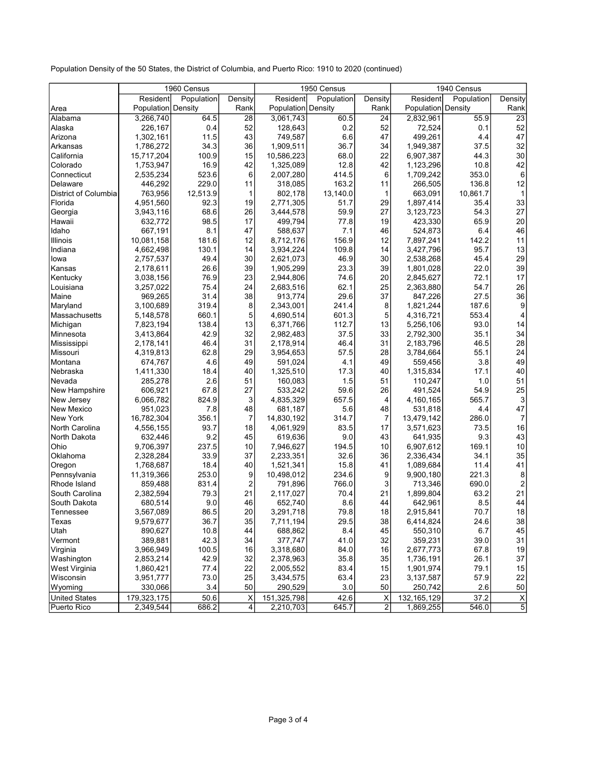Population Density of the 50 States, the District of Columbia, and Puerto Rico: 1910 to 2020 (continued)

| | 1960 Census | | | 1950 Census | | | 1940 Census | | |
|---|---|---|---|---|---|---|---|---|---|
| Area | Resident Population | Population Density | Density Rank | Resident Population | Population Density | Density Rank | Resident Population | Population Density | Density Rank |
| Alabama | 3,266,740 | 64.5 | 28 | 3,061,743 | 60.5 | 24 | 2,832,961 | 55.9 | 23 |
| Alaska | 226,167 | 0.4 | 52 | 128,643 | 0.2 | 52 | 72,524 | 0.1 | 52 |
| Arizona | 1,302,161 | 11.5 | 43 | 749,587 | 6.6 | 47 | 499,261 | 4.4 | 47 |
| Arkansas | 1,786,272 | 34.3 | 36 | 1,909,511 | 36.7 | 34 | 1,949,387 | 37.5 | 32 |
| California | 15,717,204 | 100.9 | 15 | 10,586,223 | 68.0 | 22 | 6,907,387 | 44.3 | 30 |
| Colorado | 1,753,947 | 16.9 | 42 | 1,325,089 | 12.8 | 42 | 1,123,296 | 10.8 | 42 |
| Connecticut | 2,535,234 | 523.6 | 6 | 2,007,280 | 414.5 | 6 | 1,709,242 | 353.0 | 6 |
| Delaware | 446,292 | 229.0 | 11 | 318,085 | 163.2 | 11 | 266,505 | 136.8 | 12 |
| District of Columbia | 763,956 | 12,513.9 | 1 | 802,178 | 13,140.0 | 1 | 663,091 | 10,861.7 | 1 |
| Florida | 4,951,560 | 92.3 | 19 | 2,771,305 | 51.7 | 29 | 1,897,414 | 35.4 | 33 |
| Georgia | 3,943,116 | 68.6 | 26 | 3,444,578 | 59.9 | 27 | 3,123,723 | 54.3 | 27 |
| Hawaii | 632,772 | 98.5 | 17 | 499,794 | 77.8 | 19 | 423,330 | 65.9 | 20 |
| Idaho | 667,191 | 8.1 | 47 | 588,637 | 7.1 | 46 | 524,873 | 6.4 | 46 |
| Illinois | 10,081,158 | 181.6 | 12 | 8,712,176 | 156.9 | 12 | 7,897,241 | 142.2 | 11 |
| Indiana | 4,662,498 | 130.1 | 14 | 3,934,224 | 109.8 | 14 | 3,427,796 | 95.7 | 13 |
| Iowa | 2,757,537 | 49.4 | 30 | 2,621,073 | 46.9 | 30 | 2,538,268 | 45.4 | 29 |
| Kansas | 2,178,611 | 26.6 | 39 | 1,905,299 | 23.3 | 39 | 1,801,028 | 22.0 | 39 |
| Kentucky | 3,038,156 | 76.9 | 23 | 2,944,806 | 74.6 | 20 | 2,845,627 | 72.1 | 17 |
| Louisiana | 3,257,022 | 75.4 | 24 | 2,683,516 | 62.1 | 25 | 2,363,880 | 54.7 | 26 |
| Maine | 969,265 | 31.4 | 38 | 913,774 | 29.6 | 37 | 847,226 | 27.5 | 36 |
| Maryland | 3,100,689 | 319.4 | 8 | 2,343,001 | 241.4 | 8 | 1,821,244 | 187.6 | 9 |
| Massachusetts | 5,148,578 | 660.1 | 5 | 4,690,514 | 601.3 | 5 | 4,316,721 | 553.4 | 4 |
| Michigan | 7,823,194 | 138.4 | 13 | 6,371,766 | 112.7 | 13 | 5,256,106 | 93.0 | 14 |
| Minnesota | 3,413,864 | 42.9 | 32 | 2,982,483 | 37.5 | 33 | 2,792,300 | 35.1 | 34 |
| Mississippi | 2,178,141 | 46.4 | 31 | 2,178,914 | 46.4 | 31 | 2,183,796 | 46.5 | 28 |
| Missouri | 4,319,813 | 62.8 | 29 | 3,954,653 | 57.5 | 28 | 3,784,664 | 55.1 | 24 |
| Montana | 674,767 | 4.6 | 49 | 591,024 | 4.1 | 49 | 559,456 | 3.8 | 49 |
| Nebraska | 1,411,330 | 18.4 | 40 | 1,325,510 | 17.3 | 40 | 1,315,834 | 17.1 | 40 |
| Nevada | 285,278 | 2.6 | 51 | 160,083 | 1.5 | 51 | 110,247 | 1.0 | 51 |
| New Hampshire | 606,921 | 67.8 | 27 | 533,242 | 59.6 | 26 | 491,524 | 54.9 | 25 |
| New Jersey | 6,066,782 | 824.9 | 3 | 4,835,329 | 657.5 | 4 | 4,160,165 | 565.7 | 3 |
| New Mexico | 951,023 | 7.8 | 48 | 681,187 | 5.6 | 48 | 531,818 | 4.4 | 47 |
| New York | 16,782,304 | 356.1 | 7 | 14,830,192 | 314.7 | 7 | 13,479,142 | 286.0 | 7 |
| North Carolina | 4,556,155 | 93.7 | 18 | 4,061,929 | 83.5 | 17 | 3,571,623 | 73.5 | 16 |
| North Dakota | 632,446 | 9.2 | 45 | 619,636 | 9.0 | 43 | 641,935 | 9.3 | 43 |
| Ohio | 9,706,397 | 237.5 | 10 | 7,946,627 | 194.5 | 10 | 6,907,612 | 169.1 | 10 |
| Oklahoma | 2,328,284 | 33.9 | 37 | 2,233,351 | 32.6 | 36 | 2,336,434 | 34.1 | 35 |
| Oregon | 1,768,687 | 18.4 | 40 | 1,521,341 | 15.8 | 41 | 1,089,684 | 11.4 | 41 |
| Pennsylvania | 11,319,366 | 253.0 | 9 | 10,498,012 | 234.6 | 9 | 9,900,180 | 221.3 | 8 |
| Rhode Island | 859,488 | 831.4 | 2 | 791,896 | 766.0 | 3 | 713,346 | 690.0 | 2 |
| South Carolina | 2,382,594 | 79.3 | 21 | 2,117,027 | 70.4 | 21 | 1,899,804 | 63.2 | 21 |
| South Dakota | 680,514 | 9.0 | 46 | 652,740 | 8.6 | 44 | 642,961 | 8.5 | 44 |
| Tennessee | 3,567,089 | 86.5 | 20 | 3,291,718 | 79.8 | 18 | 2,915,841 | 70.7 | 18 |
| Texas | 9,579,677 | 36.7 | 35 | 7,711,194 | 29.5 | 38 | 6,414,824 | 24.6 | 38 |
| Utah | 890,627 | 10.8 | 44 | 688,862 | 8.4 | 45 | 550,310 | 6.7 | 45 |
| Vermont | 389,881 | 42.3 | 34 | 377,747 | 41.0 | 32 | 359,231 | 39.0 | 31 |
| Virginia | 3,966,949 | 100.5 | 16 | 3,318,680 | 84.0 | 16 | 2,677,773 | 67.8 | 19 |
| Washington | 2,853,214 | 42.9 | 32 | 2,378,963 | 35.8 | 35 | 1,736,191 | 26.1 | 37 |
| West Virginia | 1,860,421 | 77.4 | 22 | 2,005,552 | 83.4 | 15 | 1,901,974 | 79.1 | 15 |
| Wisconsin | 3,951,777 | 73.0 | 25 | 3,434,575 | 63.4 | 23 | 3,137,587 | 57.9 | 22 |
| Wyoming | 330,066 | 3.4 | 50 | 290,529 | 3.0 | 50 | 250,742 | 2.6 | 50 |
| United States | 179,323,175 | 50.6 | X | 151,325,798 | 42.6 | X | 132,165,129 | 37.2 | X |
| Puerto Rico | 2,349,544 | 686.2 | 4 | 2,210,703 | 645.7 | 2 | 1,869,255 | 546.0 | 5 |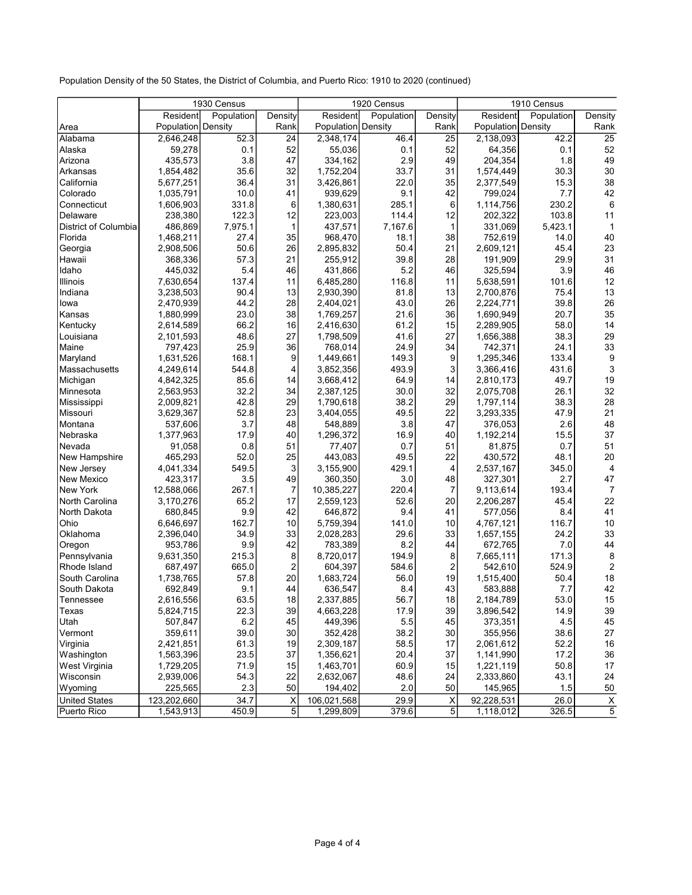Population Density of the 50 States, the District of Columbia, and Puerto Rico: 1910 to 2020 (continued)

| | 1930 Census | | | 1920 Census | | | 1910 Census | | |
|---|---|---|---|---|---|---|---|---|---|
| Area | Resident Population | Population Density | Density Rank | Resident Population | Population Density | Density Rank | Resident Population | Population Density | Density Rank |
| Alabama | 2,646,248 | 52.3 | 24 | 2,348,174 | 46.4 | 25 | 2,138,093 | 42.2 | 25 |
| Alaska | 59,278 | 0.1 | 52 | 55,036 | 0.1 | 52 | 64,356 | 0.1 | 52 |
| Arizona | 435,573 | 3.8 | 47 | 334,162 | 2.9 | 49 | 204,354 | 1.8 | 49 |
| Arkansas | 1,854,482 | 35.6 | 32 | 1,752,204 | 33.7 | 31 | 1,574,449 | 30.3 | 30 |
| California | 5,677,251 | 36.4 | 31 | 3,426,861 | 22.0 | 35 | 2,377,549 | 15.3 | 38 |
| Colorado | 1,035,791 | 10.0 | 41 | 939,629 | 9.1 | 42 | 799,024 | 7.7 | 42 |
| Connecticut | 1,606,903 | 331.8 | 6 | 1,380,631 | 285.1 | 6 | 1,114,756 | 230.2 | 6 |
| Delaware | 238,380 | 122.3 | 12 | 223,003 | 114.4 | 12 | 202,322 | 103.8 | 11 |
| District of Columbia | 486,869 | 7,975.1 | 1 | 437,571 | 7,167.6 | 1 | 331,069 | 5,423.1 | 1 |
| Florida | 1,468,211 | 27.4 | 35 | 968,470 | 18.1 | 38 | 752,619 | 14.0 | 40 |
| Georgia | 2,908,506 | 50.6 | 26 | 2,895,832 | 50.4 | 21 | 2,609,121 | 45.4 | 23 |
| Hawaii | 368,336 | 57.3 | 21 | 255,912 | 39.8 | 28 | 191,909 | 29.9 | 31 |
| Idaho | 445,032 | 5.4 | 46 | 431,866 | 5.2 | 46 | 325,594 | 3.9 | 46 |
| Illinois | 7,630,654 | 137.4 | 11 | 6,485,280 | 116.8 | 11 | 5,638,591 | 101.6 | 12 |
| Indiana | 3,238,503 | 90.4 | 13 | 2,930,390 | 81.8 | 13 | 2,700,876 | 75.4 | 13 |
| Iowa | 2,470,939 | 44.2 | 28 | 2,404,021 | 43.0 | 26 | 2,224,771 | 39.8 | 26 |
| Kansas | 1,880,999 | 23.0 | 38 | 1,769,257 | 21.6 | 36 | 1,690,949 | 20.7 | 35 |
| Kentucky | 2,614,589 | 66.2 | 16 | 2,416,630 | 61.2 | 15 | 2,289,905 | 58.0 | 14 |
| Louisiana | 2,101,593 | 48.6 | 27 | 1,798,509 | 41.6 | 27 | 1,656,388 | 38.3 | 29 |
| Maine | 797,423 | 25.9 | 36 | 768,014 | 24.9 | 34 | 742,371 | 24.1 | 33 |
| Maryland | 1,631,526 | 168.1 | 9 | 1,449,661 | 149.3 | 9 | 1,295,346 | 133.4 | 9 |
| Massachusetts | 4,249,614 | 544.8 | 4 | 3,852,356 | 493.9 | 3 | 3,366,416 | 431.6 | 3 |
| Michigan | 4,842,325 | 85.6 | 14 | 3,668,412 | 64.9 | 14 | 2,810,173 | 49.7 | 19 |
| Minnesota | 2,563,953 | 32.2 | 34 | 2,387,125 | 30.0 | 32 | 2,075,708 | 26.1 | 32 |
| Mississippi | 2,009,821 | 42.8 | 29 | 1,790,618 | 38.2 | 29 | 1,797,114 | 38.3 | 28 |
| Missouri | 3,629,367 | 52.8 | 23 | 3,404,055 | 49.5 | 22 | 3,293,335 | 47.9 | 21 |
| Montana | 537,606 | 3.7 | 48 | 548,889 | 3.8 | 47 | 376,053 | 2.6 | 48 |
| Nebraska | 1,377,963 | 17.9 | 40 | 1,296,372 | 16.9 | 40 | 1,192,214 | 15.5 | 37 |
| Nevada | 91,058 | 0.8 | 51 | 77,407 | 0.7 | 51 | 81,875 | 0.7 | 51 |
| New Hampshire | 465,293 | 52.0 | 25 | 443,083 | 49.5 | 22 | 430,572 | 48.1 | 20 |
| New Jersey | 4,041,334 | 549.5 | 3 | 3,155,900 | 429.1 | 4 | 2,537,167 | 345.0 | 4 |
| New Mexico | 423,317 | 3.5 | 49 | 360,350 | 3.0 | 48 | 327,301 | 2.7 | 47 |
| New York | 12,588,066 | 267.1 | 7 | 10,385,227 | 220.4 | 7 | 9,113,614 | 193.4 | 7 |
| North Carolina | 3,170,276 | 65.2 | 17 | 2,559,123 | 52.6 | 20 | 2,206,287 | 45.4 | 22 |
| North Dakota | 680,845 | 9.9 | 42 | 646,872 | 9.4 | 41 | 577,056 | 8.4 | 41 |
| Ohio | 6,646,697 | 162.7 | 10 | 5,759,394 | 141.0 | 10 | 4,767,121 | 116.7 | 10 |
| Oklahoma | 2,396,040 | 34.9 | 33 | 2,028,283 | 29.6 | 33 | 1,657,155 | 24.2 | 33 |
| Oregon | 953,786 | 9.9 | 42 | 783,389 | 8.2 | 44 | 672,765 | 7.0 | 44 |
| Pennsylvania | 9,631,350 | 215.3 | 8 | 8,720,017 | 194.9 | 8 | 7,665,111 | 171.3 | 8 |
| Rhode Island | 687,497 | 665.0 | 2 | 604,397 | 584.6 | 2 | 542,610 | 524.9 | 2 |
| South Carolina | 1,738,765 | 57.8 | 20 | 1,683,724 | 56.0 | 19 | 1,515,400 | 50.4 | 18 |
| South Dakota | 692,849 | 9.1 | 44 | 636,547 | 8.4 | 43 | 583,888 | 7.7 | 42 |
| Tennessee | 2,616,556 | 63.5 | 18 | 2,337,885 | 56.7 | 18 | 2,184,789 | 53.0 | 15 |
| Texas | 5,824,715 | 22.3 | 39 | 4,663,228 | 17.9 | 39 | 3,896,542 | 14.9 | 39 |
| Utah | 507,847 | 6.2 | 45 | 449,396 | 5.5 | 45 | 373,351 | 4.5 | 45 |
| Vermont | 359,611 | 39.0 | 30 | 352,428 | 38.2 | 30 | 355,956 | 38.6 | 27 |
| Virginia | 2,421,851 | 61.3 | 19 | 2,309,187 | 58.5 | 17 | 2,061,612 | 52.2 | 16 |
| Washington | 1,563,396 | 23.5 | 37 | 1,356,621 | 20.4 | 37 | 1,141,990 | 17.2 | 36 |
| West Virginia | 1,729,205 | 71.9 | 15 | 1,463,701 | 60.9 | 15 | 1,221,119 | 50.8 | 17 |
| Wisconsin | 2,939,006 | 54.3 | 22 | 2,632,067 | 48.6 | 24 | 2,333,860 | 43.1 | 24 |
| Wyoming | 225,565 | 2.3 | 50 | 194,402 | 2.0 | 50 | 145,965 | 1.5 | 50 |
| United States | 123,202,660 | 34.7 | X | 106,021,568 | 29.9 | X | 92,228,531 | 26.0 | X |
| Puerto Rico | 1,543,913 | 450.9 | 5 | 1,299,809 | 379.6 | 5 | 1,118,012 | 326.5 | 5 |